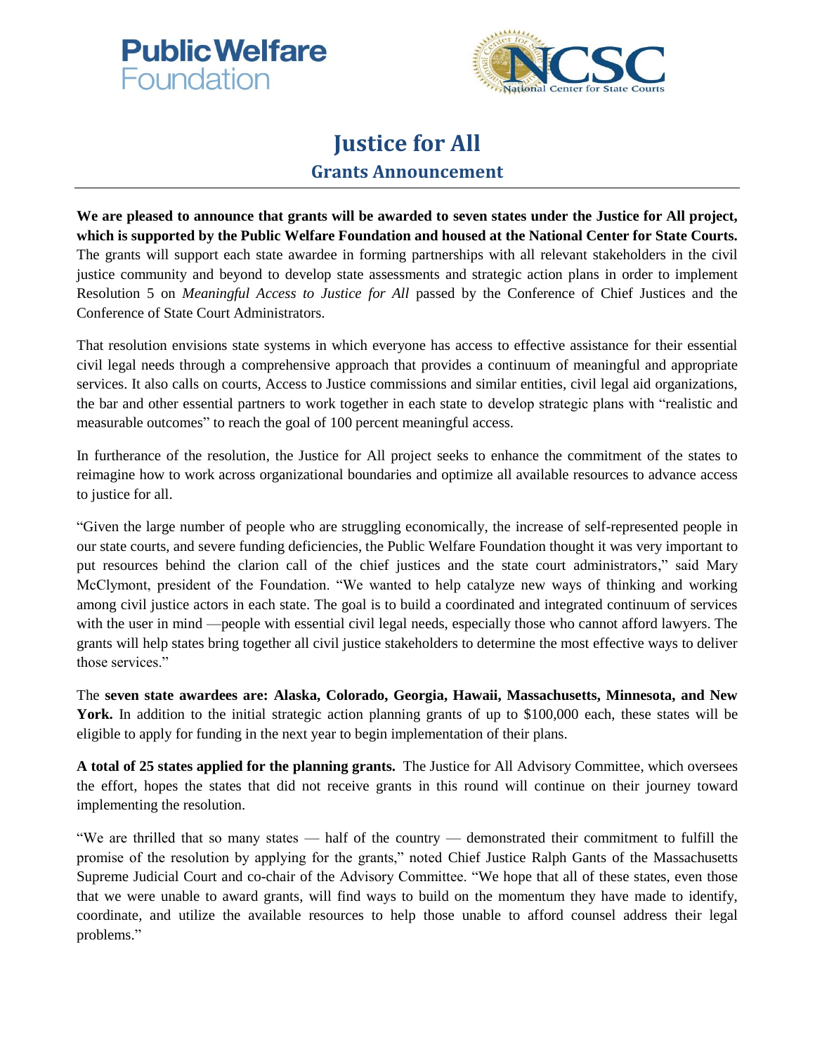Public Welfare Foundation

NCSC National Center for State Courts

# Justice for All

## Grants Announcement

**We are pleased to announce that grants will be awarded to seven states under the Justice for All project, which is supported by the Public Welfare Foundation and housed at the National Center for State Courts.** The grants will support each state awardee in forming partnerships with all relevant stakeholders in the civil justice community and beyond to develop state assessments and strategic action plans in order to implement Resolution 5 on *Meaningful Access to Justice for All* passed by the Conference of Chief Justices and the Conference of State Court Administrators.

That resolution envisions state systems in which everyone has access to effective assistance for their essential civil legal needs through a comprehensive approach that provides a continuum of meaningful and appropriate services. It also calls on courts, Access to Justice commissions and similar entities, civil legal aid organizations, the bar and other essential partners to work together in each state to develop strategic plans with "realistic and measurable outcomes" to reach the goal of 100 percent meaningful access.

In furtherance of the resolution, the Justice for All project seeks to enhance the commitment of the states to reimagine how to work across organizational boundaries and optimize all available resources to advance access to justice for all.

"Given the large number of people who are struggling economically, the increase of self-represented people in our state courts, and severe funding deficiencies, the Public Welfare Foundation thought it was very important to put resources behind the clarion call of the chief justices and the state court administrators," said Mary McClymont, president of the Foundation. "We wanted to help catalyze new ways of thinking and working among civil justice actors in each state. The goal is to build a coordinated and integrated continuum of services with the user in mind —people with essential civil legal needs, especially those who cannot afford lawyers. The grants will help states bring together all civil justice stakeholders to determine the most effective ways to deliver those services."

The **seven state awardees are: Alaska, Colorado, Georgia, Hawaii, Massachusetts, Minnesota, and New York.** In addition to the initial strategic action planning grants of up to $100,000 each, these states will be eligible to apply for funding in the next year to begin implementation of their plans.

**A total of 25 states applied for the planning grants.** The Justice for All Advisory Committee, which oversees the effort, hopes the states that did not receive grants in this round will continue on their journey toward implementing the resolution.

"We are thrilled that so many states — half of the country — demonstrated their commitment to fulfill the promise of the resolution by applying for the grants," noted Chief Justice Ralph Gants of the Massachusetts Supreme Judicial Court and co-chair of the Advisory Committee. "We hope that all of these states, even those that we were unable to award grants, will find ways to build on the momentum they have made to identify, coordinate, and utilize the available resources to help those unable to afford counsel address their legal problems."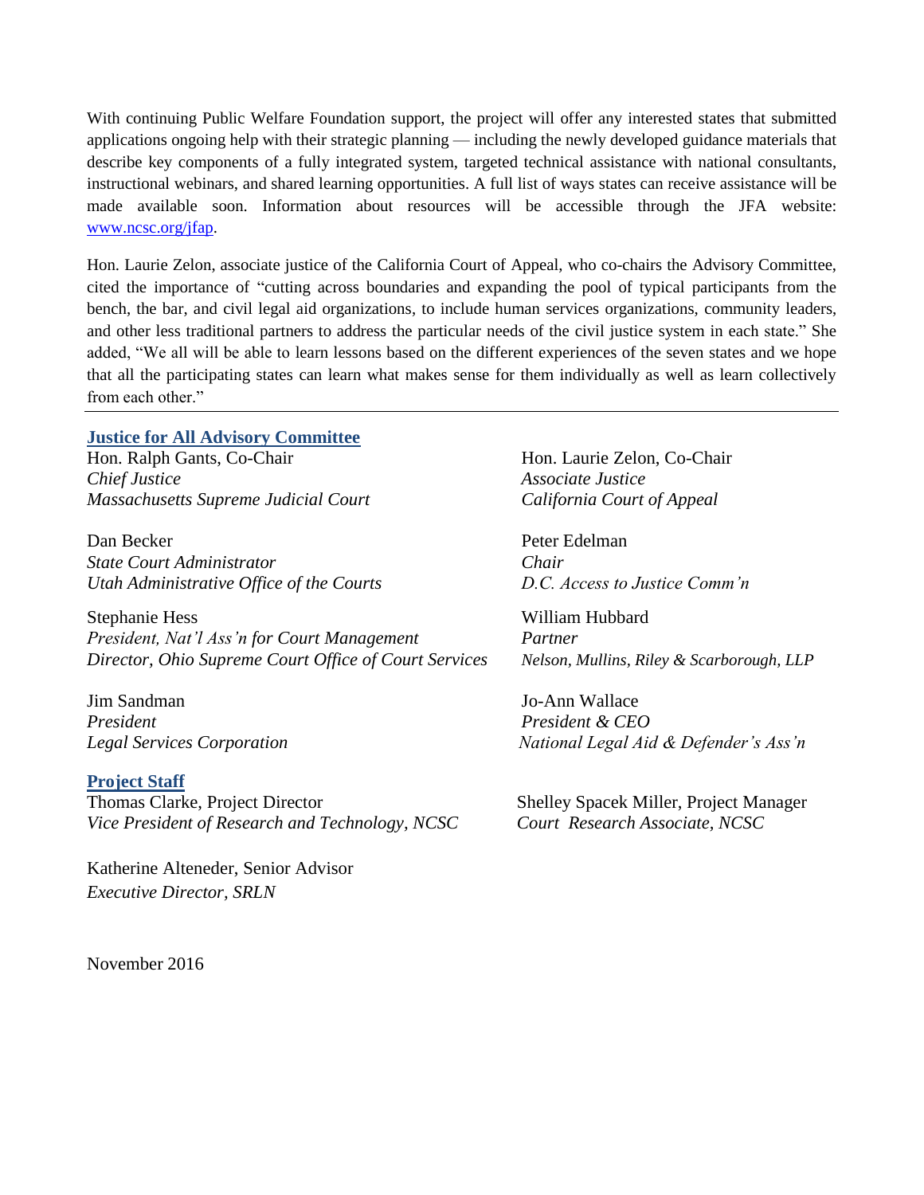With continuing Public Welfare Foundation support, the project will offer any interested states that submitted applications ongoing help with their strategic planning — including the newly developed guidance materials that describe key components of a fully integrated system, targeted technical assistance with national consultants, instructional webinars, and shared learning opportunities. A full list of ways states can receive assistance will be made available soon. Information about resources will be accessible through the JFA website: [www.ncsc.org/jfap](www.ncsc.org/jfap).

Hon. Laurie Zelon, associate justice of the California Court of Appeal, who co-chairs the Advisory Committee, cited the importance of "cutting across boundaries and expanding the pool of typical participants from the bench, the bar, and civil legal aid organizations, to include human services organizations, community leaders, and other less traditional partners to address the particular needs of the civil justice system in each state." She added, "We all will be able to learn lessons based on the different experiences of the seven states and we hope that all the participating states can learn what makes sense for them individually as well as learn collectively from each other."

---

**Justice for All Advisory Committee**

Hon. Ralph Gants, Co-Chair
*Chief Justice*
*Massachusetts Supreme Judicial Court*

Hon. Laurie Zelon, Co-Chair
*Associate Justice*
*California Court of Appeal*

Dan Becker
*State Court Administrator*
*Utah Administrative Office of the Courts*

Peter Edelman
*Chair*
*D.C. Access to Justice Comm'n*

Stephanie Hess
*President, Nat'l Ass'n for Court Management*
*Director, Ohio Supreme Court Office of Court Services*

William Hubbard
*Partner*
*Nelson, Mullins, Riley & Scarborough, LLP*

Jim Sandman
*President*
*Legal Services Corporation*

Jo-Ann Wallace
*President & CEO*
*National Legal Aid & Defender's Ass'n*

**Project Staff**

Thomas Clarke, Project Director
*Vice President of Research and Technology, NCSC*

Shelley Spacek Miller, Project Manager
*Court Research Associate, NCSC*

Katherine Alteneder, Senior Advisor
*Executive Director, SRLN*

November 2016